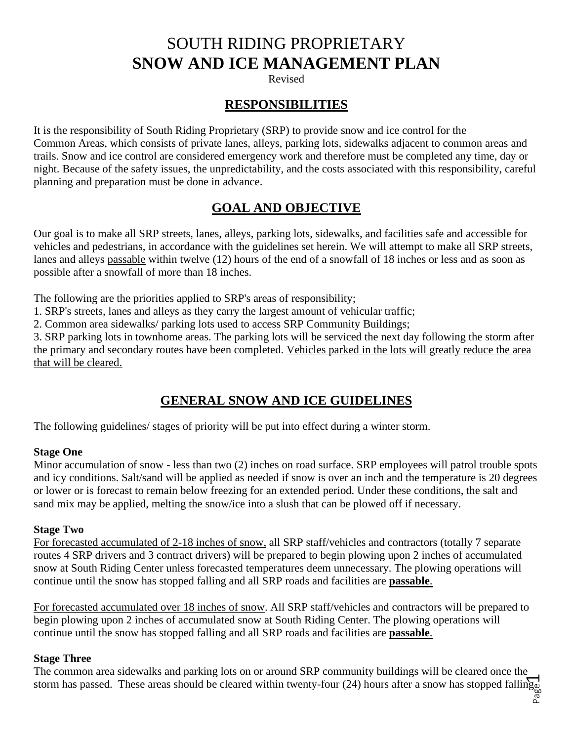# SOUTH RIDING PROPRIETARY
# **SNOW AND ICE MANAGEMENT PLAN**

Revised

## RESPONSIBILITIES

It is the responsibility of South Riding Proprietary (SRP) to provide snow and ice control for the Common Areas, which consists of private lanes, alleys, parking lots, sidewalks adjacent to common areas and trails. Snow and ice control are considered emergency work and therefore must be completed any time, day or night. Because of the safety issues, the unpredictability, and the costs associated with this responsibility, careful planning and preparation must be done in advance.

## GOAL AND OBJECTIVE

Our goal is to make all SRP streets, lanes, alleys, parking lots, sidewalks, and facilities safe and accessible for vehicles and pedestrians, in accordance with the guidelines set herein. We will attempt to make all SRP streets, lanes and alleys passable within twelve (12) hours of the end of a snowfall of 18 inches or less and as soon as possible after a snowfall of more than 18 inches.

The following are the priorities applied to SRP's areas of responsibility;

1. SRP's streets, lanes and alleys as they carry the largest amount of vehicular traffic;
2. Common area sidewalks/ parking lots used to access SRP Community Buildings;
3. SRP parking lots in townhome areas. The parking lots will be serviced the next day following the storm after the primary and secondary routes have been completed. Vehicles parked in the lots will greatly reduce the area that will be cleared.

## GENERAL SNOW AND ICE GUIDELINES

The following guidelines/ stages of priority will be put into effect during a winter storm.

**Stage One**

Minor accumulation of snow - less than two (2) inches on road surface. SRP employees will patrol trouble spots and icy conditions. Salt/sand will be applied as needed if snow is over an inch and the temperature is 20 degrees or lower or is forecast to remain below freezing for an extended period. Under these conditions, the salt and sand mix may be applied, melting the snow/ice into a slush that can be plowed off if necessary.

**Stage Two**

For forecasted accumulated of 2-18 inches of snow, all SRP staff/vehicles and contractors (totally 7 separate routes 4 SRP drivers and 3 contract drivers) will be prepared to begin plowing upon 2 inches of accumulated snow at South Riding Center unless forecasted temperatures deem unnecessary. The plowing operations will continue until the snow has stopped falling and all SRP roads and facilities are **passable**.

For forecasted accumulated over 18 inches of snow. All SRP staff/vehicles and contractors will be prepared to begin plowing upon 2 inches of accumulated snow at South Riding Center. The plowing operations will continue until the snow has stopped falling and all SRP roads and facilities are **passable**.

**Stage Three**

The common area sidewalks and parking lots on or around SRP community buildings will be cleared once the storm has passed. These areas should be cleared within twenty-four (24) hours after a snow has stopped falling.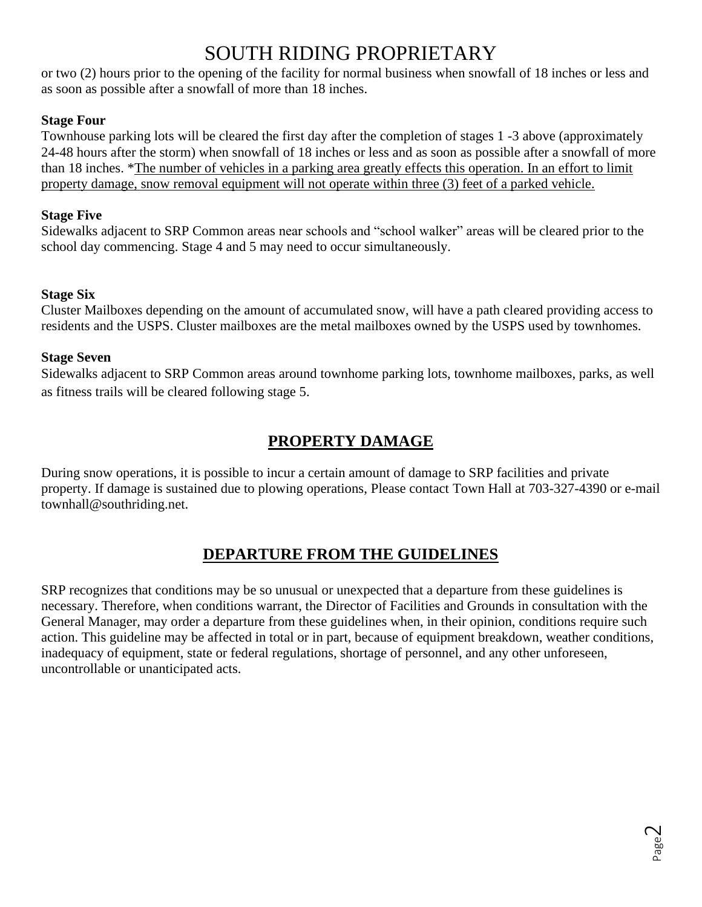or two (2) hours prior to the opening of the facility for normal business when snowfall of 18 inches or less and as soon as possible after a snowfall of more than 18 inches.

**Stage Four**

Townhouse parking lots will be cleared the first day after the completion of stages 1 -3 above (approximately 24-48 hours after the storm) when snowfall of 18 inches or less and as soon as possible after a snowfall of more than 18 inches. *<u>The number of vehicles in a parking area greatly effects this operation. In an effort to limit property damage, snow removal equipment will not operate within three (3) feet of a parked vehicle.</u>

**Stage Five**

Sidewalks adjacent to SRP Common areas near schools and "school walker" areas will be cleared prior to the school day commencing. Stage 4 and 5 may need to occur simultaneously.

**Stage Six**

Cluster Mailboxes depending on the amount of accumulated snow, will have a path cleared providing access to residents and the USPS. Cluster mailboxes are the metal mailboxes owned by the USPS used by townhomes.

**Stage Seven**

Sidewalks adjacent to SRP Common areas around townhome parking lots, townhome mailboxes, parks, as well as fitness trails will be cleared following stage 5.

## PROPERTY DAMAGE

During snow operations, it is possible to incur a certain amount of damage to SRP facilities and private property. If damage is sustained due to plowing operations, Please contact Town Hall at 703-327-4390 or e-mail townhall@southriding.net.

## DEPARTURE FROM THE GUIDELINES

SRP recognizes that conditions may be so unusual or unexpected that a departure from these guidelines is necessary. Therefore, when conditions warrant, the Director of Facilities and Grounds in consultation with the General Manager, may order a departure from these guidelines when, in their opinion, conditions require such action. This guideline may be affected in total or in part, because of equipment breakdown, weather conditions, inadequacy of equipment, state or federal regulations, shortage of personnel, and any other unforeseen, uncontrollable or unanticipated acts.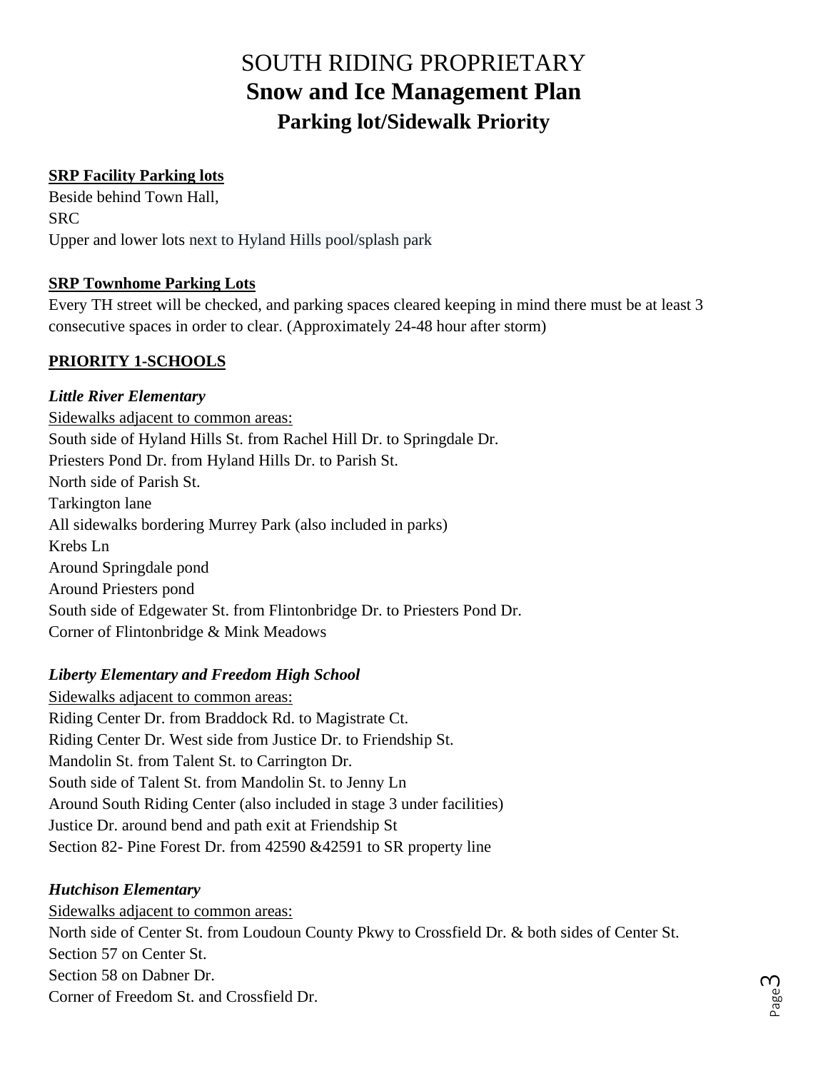# SOUTH RIDING PROPRIETARY
# **Snow and Ice Management Plan**
## **Parking lot/Sidewalk Priority**

**SRP Facility Parking lots**

Beside behind Town Hall,
SRC
Upper and lower lots next to Hyland Hills pool/splash park

**SRP Townhome Parking Lots**

Every TH street will be checked, and parking spaces cleared keeping in mind there must be at least 3 consecutive spaces in order to clear. (Approximately 24-48 hour after storm)

**PRIORITY 1-SCHOOLS**

***Little River Elementary***

Sidewalks adjacent to common areas:
South side of Hyland Hills St. from Rachel Hill Dr. to Springdale Dr.
Priesters Pond Dr. from Hyland Hills Dr. to Parish St.
North side of Parish St.
Tarkington lane
All sidewalks bordering Murrey Park (also included in parks)
Krebs Ln
Around Springdale pond
Around Priesters pond
South side of Edgewater St. from Flintonbridge Dr. to Priesters Pond Dr.
Corner of Flintonbridge & Mink Meadows

***Liberty Elementary and Freedom High School***

Sidewalks adjacent to common areas:
Riding Center Dr. from Braddock Rd. to Magistrate Ct.
Riding Center Dr. West side from Justice Dr. to Friendship St.
Mandolin St. from Talent St. to Carrington Dr.
South side of Talent St. from Mandolin St. to Jenny Ln
Around South Riding Center (also included in stage 3 under facilities)
Justice Dr. around bend and path exit at Friendship St
Section 82- Pine Forest Dr. from 42590 &42591 to SR property line

***Hutchison Elementary***

Sidewalks adjacent to common areas:
North side of Center St. from Loudoun County Pkwy to Crossfield Dr. & both sides of Center St.
Section 57 on Center St.
Section 58 on Dabner Dr.
Corner of Freedom St. and Crossfield Dr.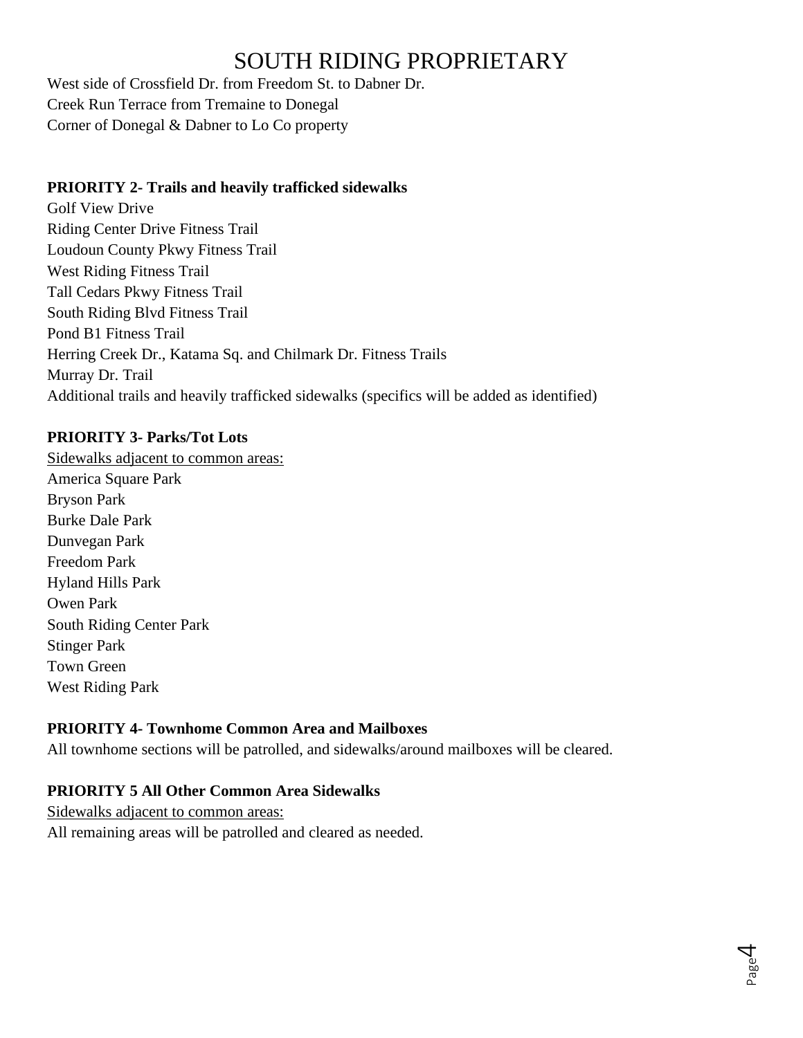# SOUTH RIDING PROPRIETARY

West side of Crossfield Dr. from Freedom St. to Dabner Dr.
Creek Run Terrace from Tremaine to Donegal
Corner of Donegal & Dabner to Lo Co property

**PRIORITY 2- Trails and heavily trafficked sidewalks**

Golf View Drive
Riding Center Drive Fitness Trail
Loudoun County Pkwy Fitness Trail
West Riding Fitness Trail
Tall Cedars Pkwy Fitness Trail
South Riding Blvd Fitness Trail
Pond B1 Fitness Trail
Herring Creek Dr., Katama Sq. and Chilmark Dr. Fitness Trails
Murray Dr. Trail
Additional trails and heavily trafficked sidewalks (specifics will be added as identified)

**PRIORITY 3- Parks/Tot Lots**

<u>Sidewalks adjacent to common areas:</u>
America Square Park
Bryson Park
Burke Dale Park
Dunvegan Park
Freedom Park
Hyland Hills Park
Owen Park
South Riding Center Park
Stinger Park
Town Green
West Riding Park

**PRIORITY 4- Townhome Common Area and Mailboxes**

All townhome sections will be patrolled, and sidewalks/around mailboxes will be cleared.

**PRIORITY 5 All Other Common Area Sidewalks**

<u>Sidewalks adjacent to common areas:</u>
All remaining areas will be patrolled and cleared as needed.